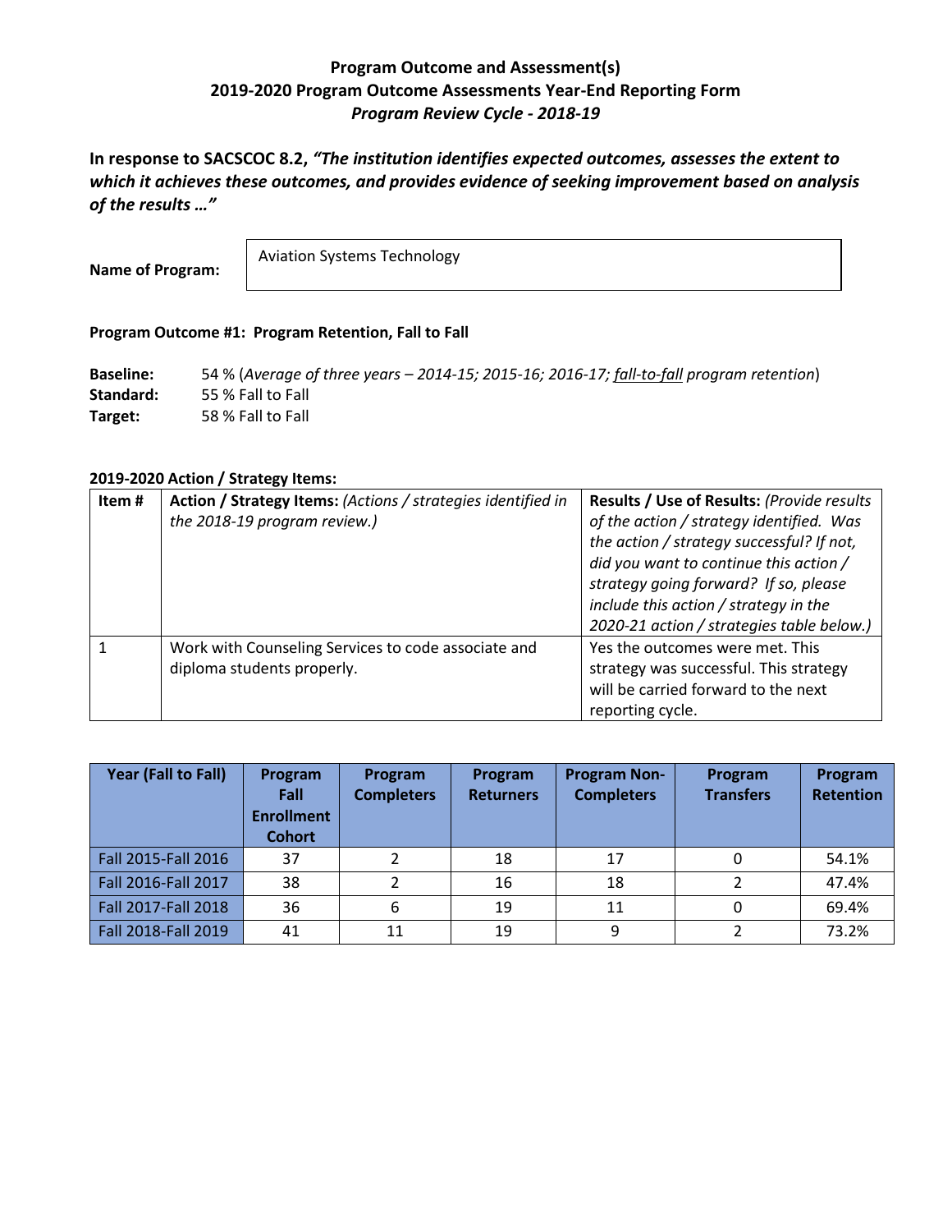# Program Outcome and Assessment(s)
## 2019-2020 Program Outcome Assessments Year-End Reporting Form
### *Program Review Cycle - 2018-19*

**In response to SACSCOC 8.2, *"The institution identifies expected outcomes, assesses the extent to which it achieves these outcomes, and provides evidence of seeking improvement based on analysis of the results …"***

**Name of Program:** Aviation Systems Technology

**Program Outcome #1: Program Retention, Fall to Fall**

**Baseline:** 54 % (*Average of three years – 2014-15; 2015-16; 2016-17; fall-to-fall program retention*)
**Standard:** 55 % Fall to Fall
**Target:** 58 % Fall to Fall

**2019-2020 Action / Strategy Items:**

| Item # | **Action / Strategy Items:** *(Actions / strategies identified in the 2018-19 program review.)* | **Results / Use of Results:** *(Provide results of the action / strategy identified. Was the action / strategy successful? If not, did you want to continue this action / strategy going forward? If so, please include this action / strategy in the 2020-21 action / strategies table below.)* |
|---|---|---|
| 1 | Work with Counseling Services to code associate and diploma students properly. | Yes the outcomes were met. This strategy was successful. This strategy will be carried forward to the next reporting cycle. |

| Year (Fall to Fall) | Program Fall Enrollment Cohort | Program Completers | Program Returners | Program Non-Completers | Program Transfers | Program Retention |
|---|---|---|---|---|---|---|
| Fall 2015-Fall 2016 | 37 | 2 | 18 | 17 | 0 | 54.1% |
| Fall 2016-Fall 2017 | 38 | 2 | 16 | 18 | 2 | 47.4% |
| Fall 2017-Fall 2018 | 36 | 6 | 19 | 11 | 0 | 69.4% |
| Fall 2018-Fall 2019 | 41 | 11 | 19 | 9 | 2 | 73.2% |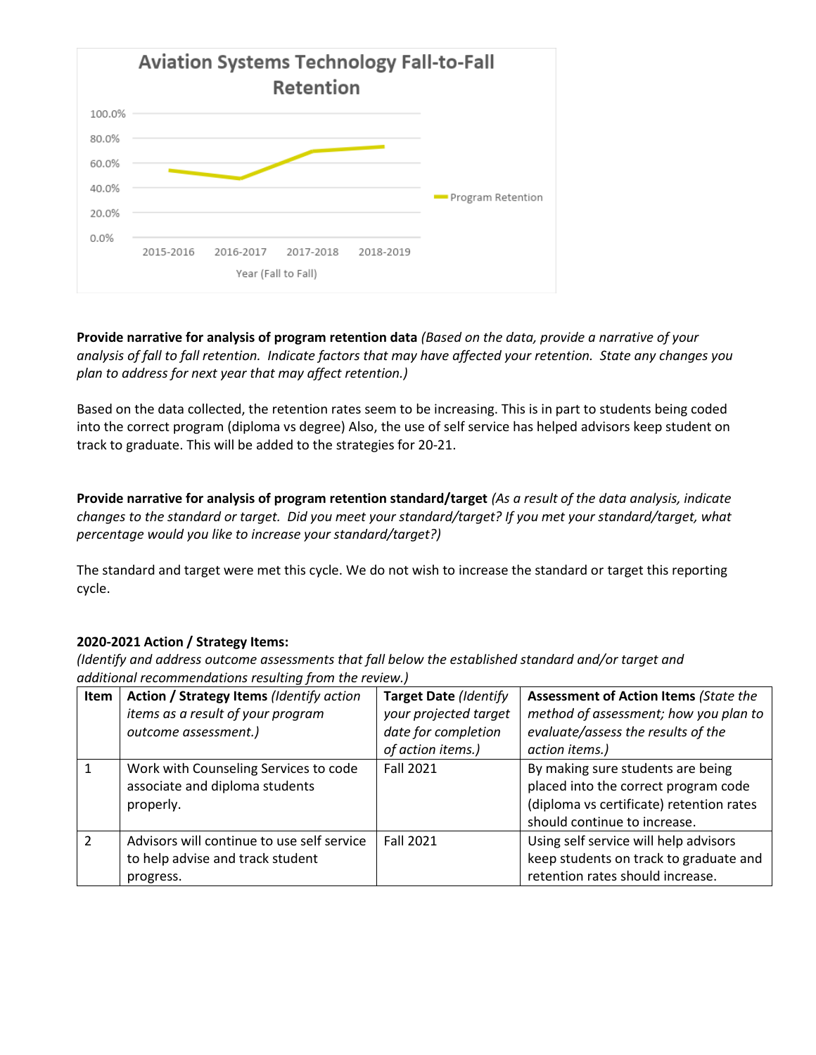**Aviation Systems Technology Fall-to-Fall Retention**

**Provide narrative for analysis of program retention data** *(Based on the data, provide a narrative of your analysis of fall to fall retention. Indicate factors that may have affected your retention. State any changes you plan to address for next year that may affect retention.)*

Based on the data collected, the retention rates seem to be increasing. This is in part to students being coded into the correct program (diploma vs degree) Also, the use of self service has helped advisors keep student on track to graduate. This will be added to the strategies for 20-21.

**Provide narrative for analysis of program retention standard/target** *(As a result of the data analysis, indicate changes to the standard or target. Did you meet your standard/target? If you met your standard/target, what percentage would you like to increase your standard/target?)*

The standard and target were met this cycle. We do not wish to increase the standard or target this reporting cycle.

**2020-2021 Action / Strategy Items:**

*(Identify and address outcome assessments that fall below the established standard and/or target and additional recommendations resulting from the review.)*

| Item | Action / Strategy Items *(Identify action items as a result of your program outcome assessment.)* | Target Date *(Identify your projected target date for completion of action items.)* | Assessment of Action Items *(State the method of assessment; how you plan to evaluate/assess the results of the action items.)* |
|---|---|---|---|
| 1 | Work with Counseling Services to code associate and diploma students properly. | Fall 2021 | By making sure students are being placed into the correct program code (diploma vs certificate) retention rates should continue to increase. |
| 2 | Advisors will continue to use self service to help advise and track student progress. | Fall 2021 | Using self service will help advisors keep students on track to graduate and retention rates should increase. |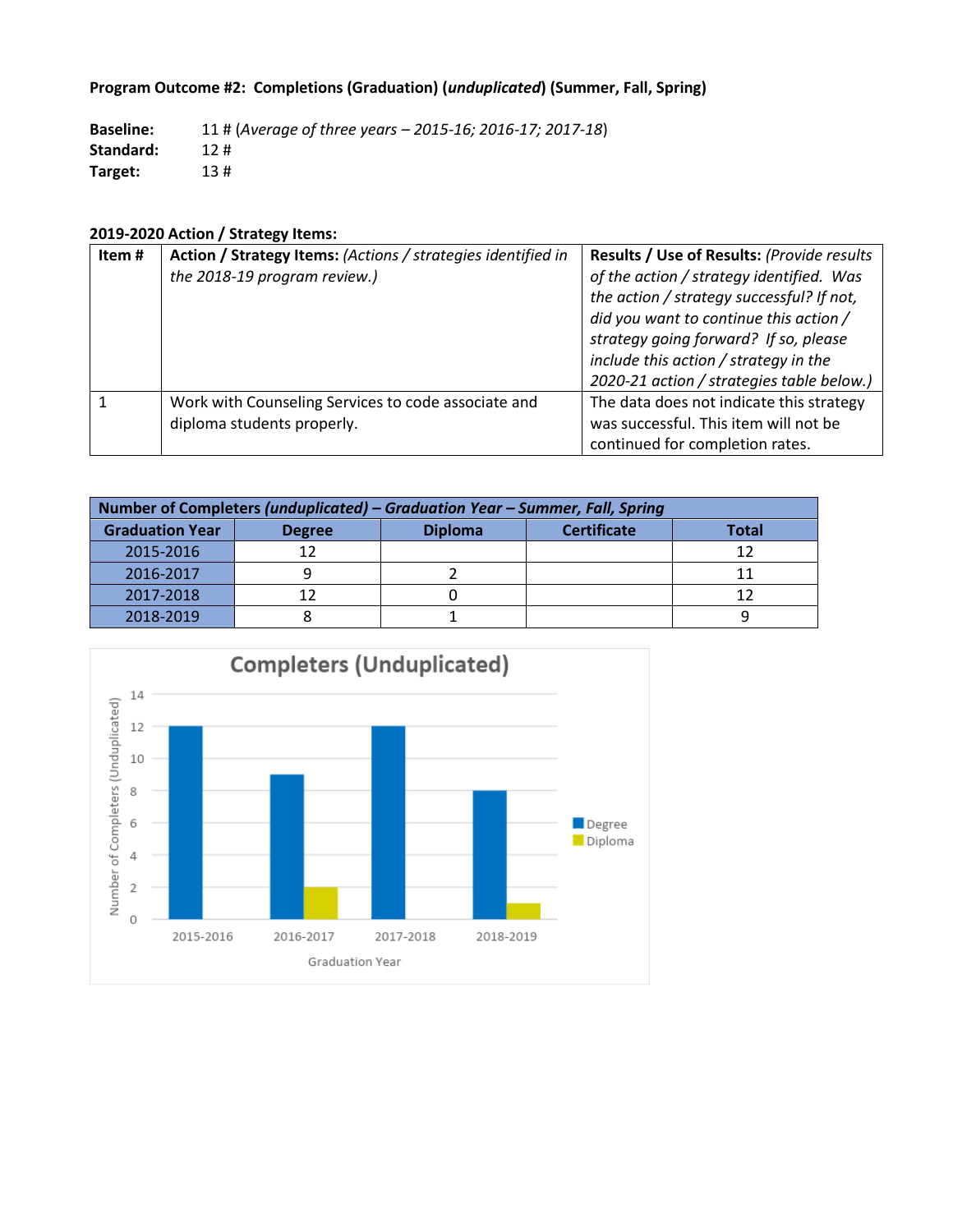**Program Outcome #2: Completions (Graduation) (*unduplicated*) (Summer, Fall, Spring)**

**Baseline:** 11 # (*Average of three years – 2015-16; 2016-17; 2017-18*)
**Standard:** 12 #
**Target:** 13 #

**2019-2020 Action / Strategy Items:**

| Item # | **Action / Strategy Items:** *(Actions / strategies identified in the 2018-19 program review.)* | **Results / Use of Results:** *(Provide results of the action / strategy identified. Was the action / strategy successful? If not, did you want to continue this action / strategy going forward? If so, please include this action / strategy in the 2020-21 action / strategies table below.)* |
|---|---|---|
| 1 | Work with Counseling Services to code associate and diploma students properly. | The data does not indicate this strategy was successful. This item will not be continued for completion rates. |

| Number of Completers *(unduplicated)* – *Graduation Year – Summer, Fall, Spring* | | | | |
|---|---|---|---|---|
| **Graduation Year** | **Degree** | **Diploma** | **Certificate** | **Total** |
| 2015-2016 | 12 | | | 12 |
| 2016-2017 | 9 | 2 | | 11 |
| 2017-2018 | 12 | 0 | | 12 |
| 2018-2019 | 8 | 1 | | 9 |

**Completers (Unduplicated)**

| Graduation Year | Degree | Diploma |
|---|---|---|
| 2015-2016 | 12 | |
| 2016-2017 | 9 | 2 |
| 2017-2018 | 12 | |
| 2018-2019 | 8 | 1 |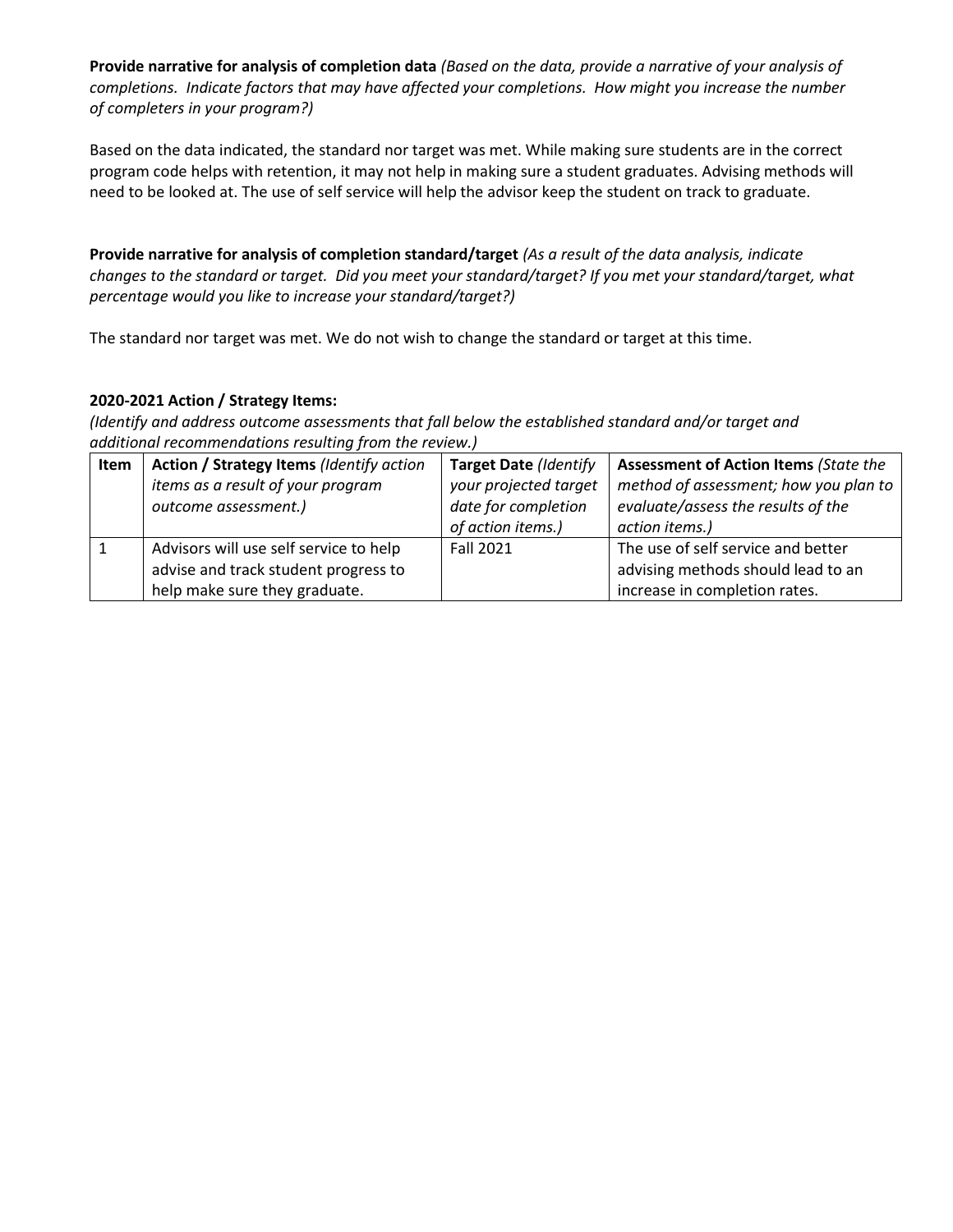**Provide narrative for analysis of completion data** *(Based on the data, provide a narrative of your analysis of completions. Indicate factors that may have affected your completions. How might you increase the number of completers in your program?)*

Based on the data indicated, the standard nor target was met. While making sure students are in the correct program code helps with retention, it may not help in making sure a student graduates. Advising methods will need to be looked at. The use of self service will help the advisor keep the student on track to graduate.

**Provide narrative for analysis of completion standard/target** *(As a result of the data analysis, indicate changes to the standard or target. Did you meet your standard/target? If you met your standard/target, what percentage would you like to increase your standard/target?)*

The standard nor target was met. We do not wish to change the standard or target at this time.

**2020-2021 Action / Strategy Items:**

*(Identify and address outcome assessments that fall below the established standard and/or target and additional recommendations resulting from the review.)*

| Item | **Action / Strategy Items** *(Identify action items as a result of your program outcome assessment.)* | **Target Date** *(Identify your projected target date for completion of action items.)* | **Assessment of Action Items** *(State the method of assessment; how you plan to evaluate/assess the results of the action items.)* |
|---|---|---|---|
| 1 | Advisors will use self service to help advise and track student progress to help make sure they graduate. | Fall 2021 | The use of self service and better advising methods should lead to an increase in completion rates. |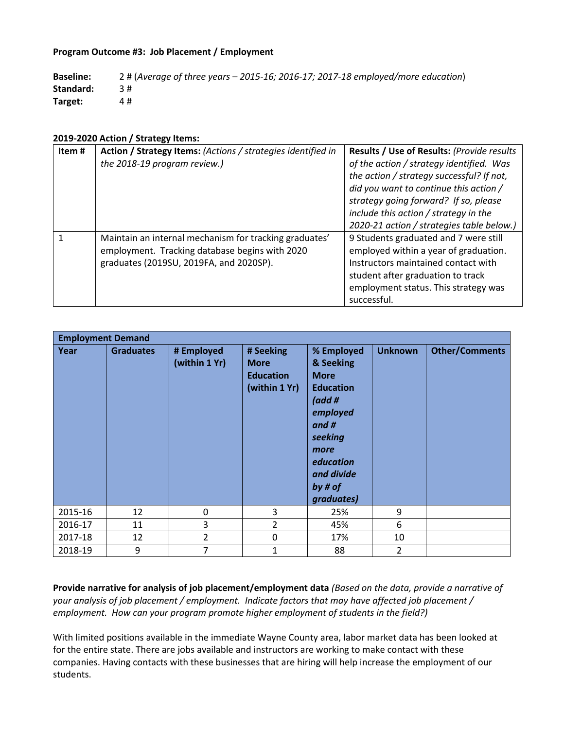**Program Outcome #3: Job Placement / Employment**

**Baseline:** 2 # (*Average of three years – 2015-16; 2016-17; 2017-18 employed/more education*)
**Standard:** 3 #
**Target:** 4 #

**2019-2020 Action / Strategy Items:**

| Item # | Action / Strategy Items: *(Actions / strategies identified in the 2018-19 program review.)* | Results / Use of Results: *(Provide results of the action / strategy identified. Was the action / strategy successful? If not, did you want to continue this action / strategy going forward? If so, please include this action / strategy in the 2020-21 action / strategies table below.)* |
|---|---|---|
| 1 | Maintain an internal mechanism for tracking graduates' employment. Tracking database begins with 2020 graduates (2019SU, 2019FA, and 2020SP). | 9 Students graduated and 7 were still employed within a year of graduation. Instructors maintained contact with student after graduation to track employment status. This strategy was successful. |

| Employment Demand | | | | | | |
|---|---|---|---|---|---|---|
| **Year** | **Graduates** | **# Employed (within 1 Yr)** | **# Seeking More Education (within 1 Yr)** | **% Employed & Seeking More Education** ***(add # employed and # seeking more education and divide by # of graduates)*** | **Unknown** | **Other/Comments** |
| 2015-16 | 12 | 0 | 3 | 25% | 9 | |
| 2016-17 | 11 | 3 | 2 | 45% | 6 | |
| 2017-18 | 12 | 2 | 0 | 17% | 10 | |
| 2018-19 | 9 | 7 | 1 | 88 | 2 | |

**Provide narrative for analysis of job placement/employment data** *(Based on the data, provide a narrative of your analysis of job placement / employment. Indicate factors that may have affected job placement / employment. How can your program promote higher employment of students in the field?)*

With limited positions available in the immediate Wayne County area, labor market data has been looked at for the entire state. There are jobs available and instructors are working to make contact with these companies. Having contacts with these businesses that are hiring will help increase the employment of our students.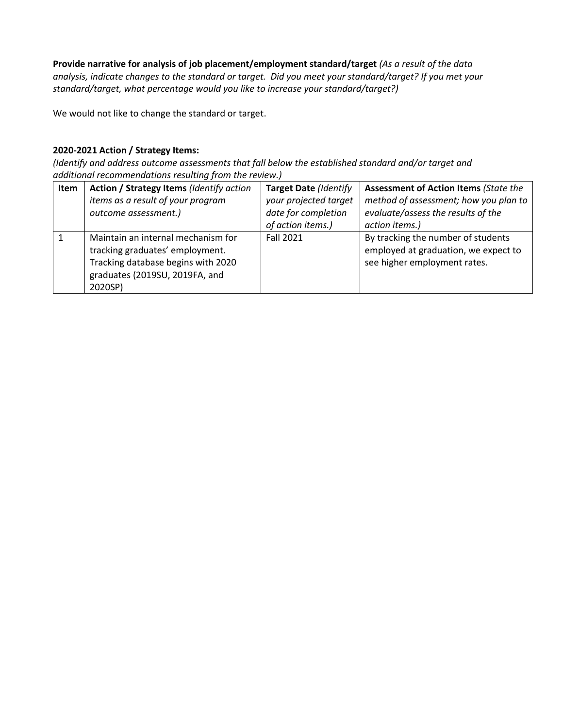**Provide narrative for analysis of job placement/employment standard/target** *(As a result of the data analysis, indicate changes to the standard or target. Did you meet your standard/target? If you met your standard/target, what percentage would you like to increase your standard/target?)*

We would not like to change the standard or target.

**2020-2021 Action / Strategy Items:**

*(Identify and address outcome assessments that fall below the established standard and/or target and additional recommendations resulting from the review.)*

| Item | **Action / Strategy Items** *(Identify action items as a result of your program outcome assessment.)* | **Target Date** *(Identify your projected target date for completion of action items.)* | **Assessment of Action Items** *(State the method of assessment; how you plan to evaluate/assess the results of the action items.)* |
|---|---|---|---|
| 1 | Maintain an internal mechanism for tracking graduates' employment. Tracking database begins with 2020 graduates (2019SU, 2019FA, and 2020SP) | Fall 2021 | By tracking the number of students employed at graduation, we expect to see higher employment rates. |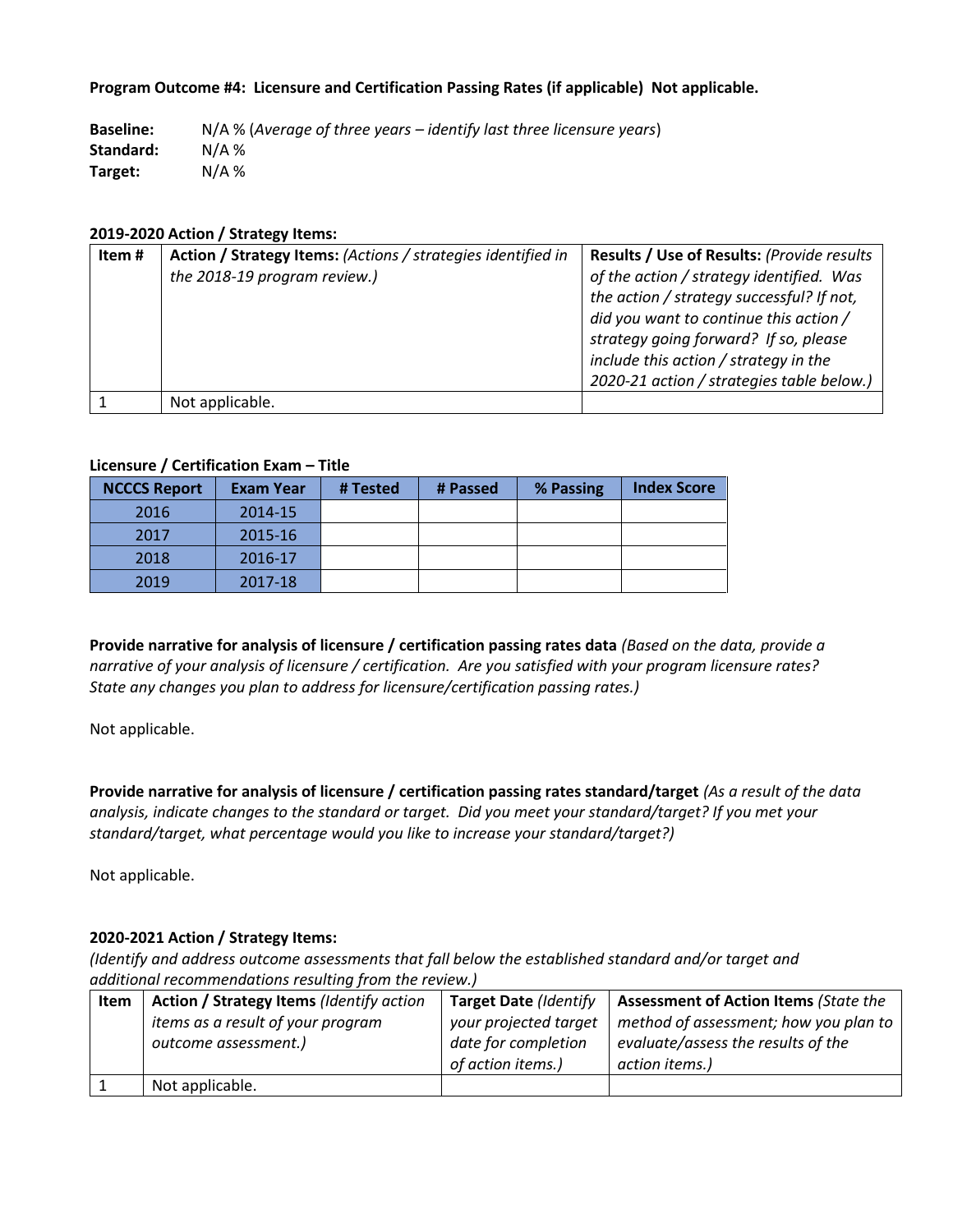**Program Outcome #4: Licensure and Certification Passing Rates (if applicable) Not applicable.**

**Baseline:** N/A % (*Average of three years – identify last three licensure years*)
**Standard:** N/A %
**Target:** N/A %

**2019-2020 Action / Strategy Items:**

| Item # | **Action / Strategy Items:** *(Actions / strategies identified in the 2018-19 program review.)* | **Results / Use of Results:** *(Provide results of the action / strategy identified. Was the action / strategy successful? If not, did you want to continue this action / strategy going forward? If so, please include this action / strategy in the 2020-21 action / strategies table below.)* |
|---|---|---|
| 1 | Not applicable. | |

**Licensure / Certification Exam – Title**

| NCCCS Report | Exam Year | # Tested | # Passed | % Passing | Index Score |
|---|---|---|---|---|---|
| 2016 | 2014-15 | | | | |
| 2017 | 2015-16 | | | | |
| 2018 | 2016-17 | | | | |
| 2019 | 2017-18 | | | | |

**Provide narrative for analysis of licensure / certification passing rates data** *(Based on the data, provide a narrative of your analysis of licensure / certification. Are you satisfied with your program licensure rates? State any changes you plan to address for licensure/certification passing rates.)*

Not applicable.

**Provide narrative for analysis of licensure / certification passing rates standard/target** *(As a result of the data analysis, indicate changes to the standard or target. Did you meet your standard/target? If you met your standard/target, what percentage would you like to increase your standard/target?)*

Not applicable.

**2020-2021 Action / Strategy Items:**
*(Identify and address outcome assessments that fall below the established standard and/or target and additional recommendations resulting from the review.)*

| Item | **Action / Strategy Items** *(Identify action items as a result of your program outcome assessment.)* | **Target Date** *(Identify your projected target date for completion of action items.)* | **Assessment of Action Items** *(State the method of assessment; how you plan to evaluate/assess the results of the action items.)* |
|---|---|---|---|
| 1 | Not applicable. | | |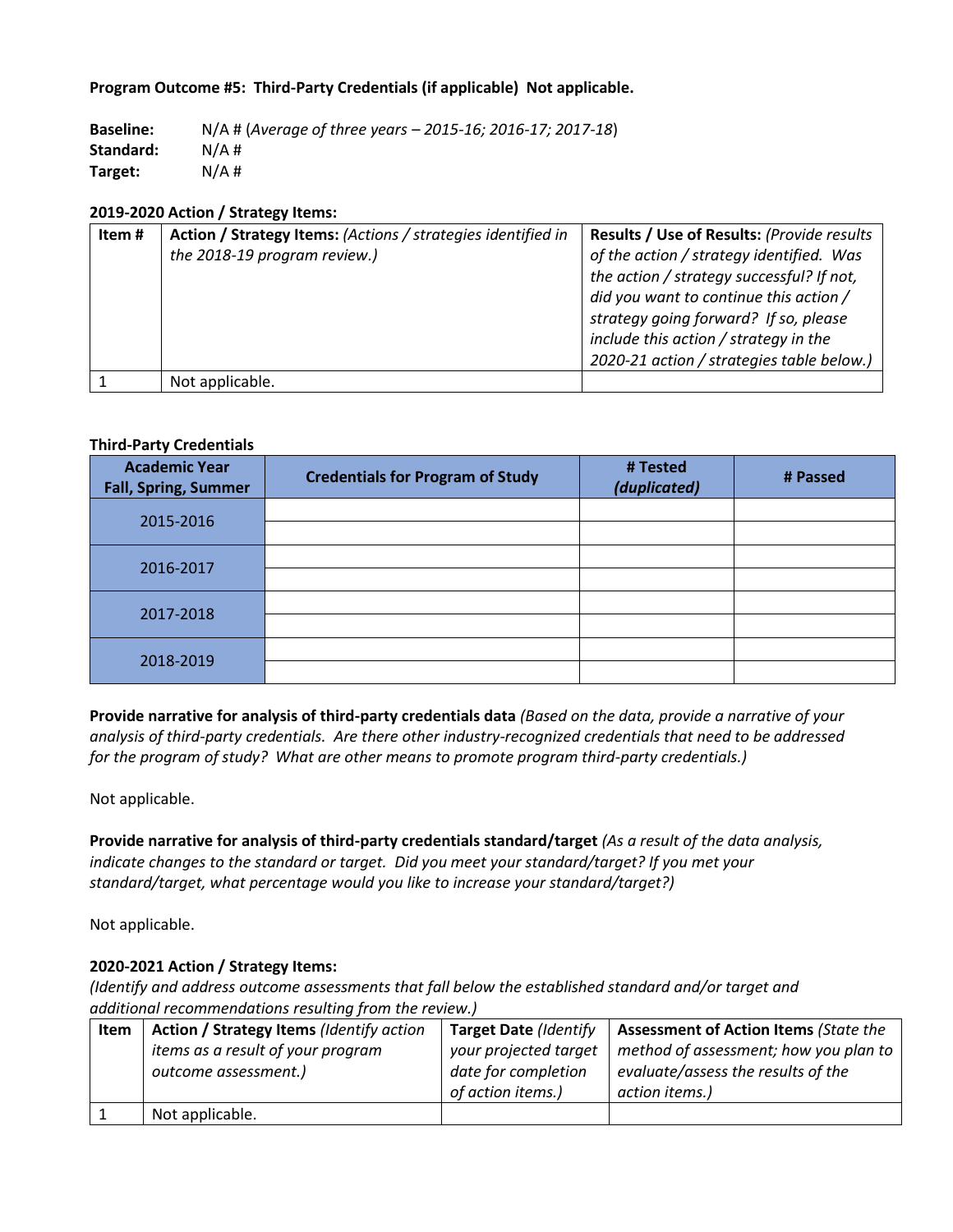**Program Outcome #5: Third-Party Credentials (if applicable) Not applicable.**

**Baseline:** N/A # (*Average of three years – 2015-16; 2016-17; 2017-18*)
**Standard:** N/A #
**Target:** N/A #

**2019-2020 Action / Strategy Items:**

| Item # | **Action / Strategy Items:** *(Actions / strategies identified in the 2018-19 program review.)* | **Results / Use of Results:** *(Provide results of the action / strategy identified. Was the action / strategy successful? If not, did you want to continue this action / strategy going forward? If so, please include this action / strategy in the 2020-21 action / strategies table below.)* |
|---|---|---|
| 1 | Not applicable. | |

**Third-Party Credentials**

| Academic Year Fall, Spring, Summer | Credentials for Program of Study | # Tested *(duplicated)* | # Passed |
|---|---|---|---|
| 2015-2016 | | | |
| | | | |
| 2016-2017 | | | |
| | | | |
| 2017-2018 | | | |
| | | | |
| 2018-2019 | | | |
| | | | |

**Provide narrative for analysis of third-party credentials data** *(Based on the data, provide a narrative of your analysis of third-party credentials. Are there other industry-recognized credentials that need to be addressed for the program of study? What are other means to promote program third-party credentials.)*

Not applicable.

**Provide narrative for analysis of third-party credentials standard/target** *(As a result of the data analysis, indicate changes to the standard or target. Did you meet your standard/target? If you met your standard/target, what percentage would you like to increase your standard/target?)*

Not applicable.

**2020-2021 Action / Strategy Items:**
*(Identify and address outcome assessments that fall below the established standard and/or target and additional recommendations resulting from the review.)*

| Item | **Action / Strategy Items** *(Identify action items as a result of your program outcome assessment.)* | **Target Date** *(Identify your projected target date for completion of action items.)* | **Assessment of Action Items** *(State the method of assessment; how you plan to evaluate/assess the results of the action items.)* |
|---|---|---|---|
| 1 | Not applicable. | | |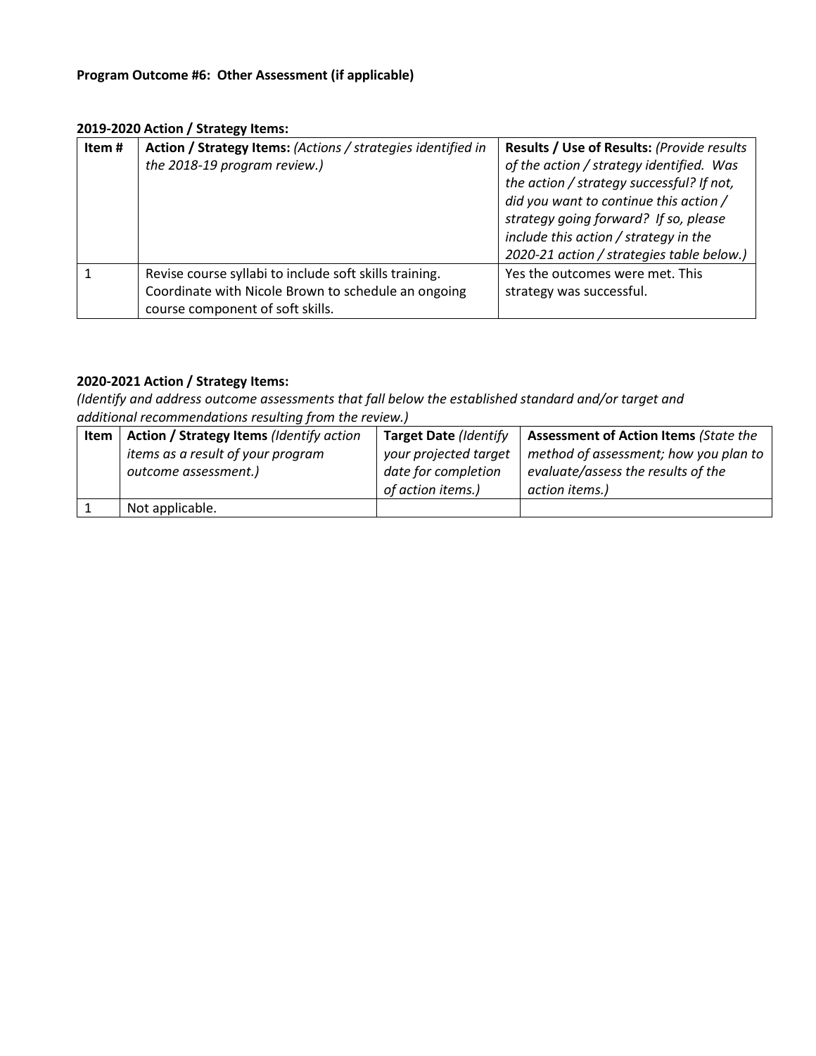**Program Outcome #6: Other Assessment (if applicable)**

**2019-2020 Action / Strategy Items:**

| Item # | **Action / Strategy Items:** *(Actions / strategies identified in the 2018-19 program review.)* | **Results / Use of Results:** *(Provide results of the action / strategy identified. Was the action / strategy successful? If not, did you want to continue this action / strategy going forward? If so, please include this action / strategy in the 2020-21 action / strategies table below.)* |
|---|---|---|
| 1 | Revise course syllabi to include soft skills training. Coordinate with Nicole Brown to schedule an ongoing course component of soft skills. | Yes the outcomes were met. This strategy was successful. |

**2020-2021 Action / Strategy Items:**

*(Identify and address outcome assessments that fall below the established standard and/or target and additional recommendations resulting from the review.)*

| Item | **Action / Strategy Items** *(Identify action items as a result of your program outcome assessment.)* | **Target Date** *(Identify your projected target date for completion of action items.)* | **Assessment of Action Items** *(State the method of assessment; how you plan to evaluate/assess the results of the action items.)* |
|---|---|---|---|
| 1 | Not applicable. | | |